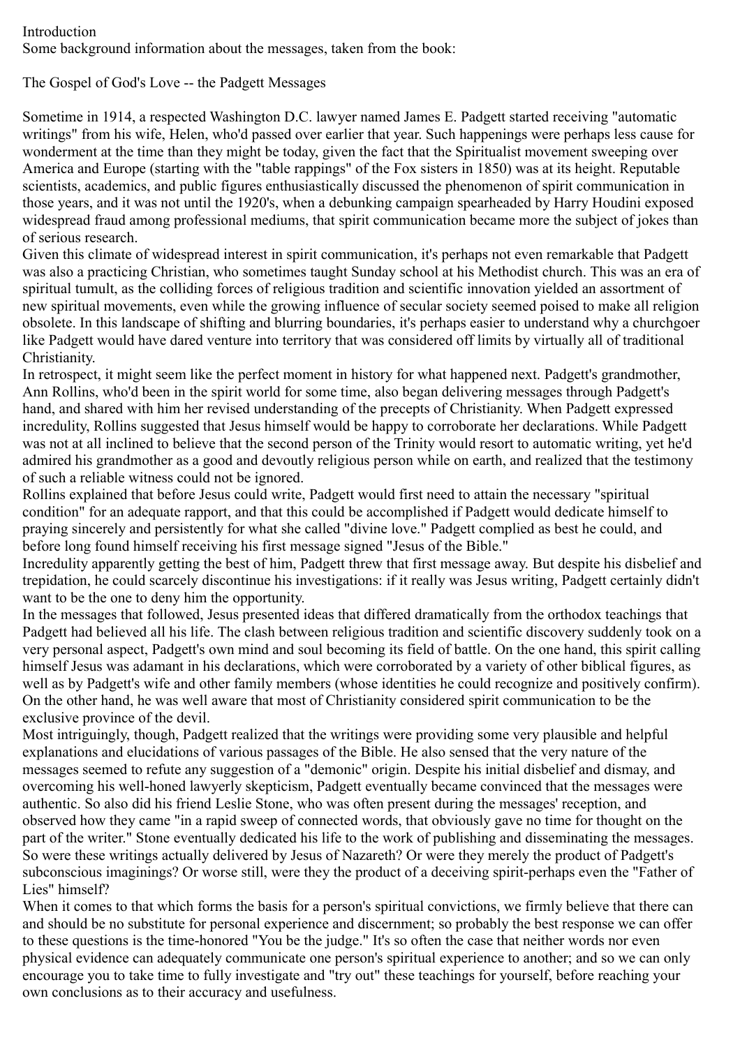# Introduction

Some background information about the messages, taken from the book:

The Gospel of God's Love -- the Padgett Messages

Sometime in 1914, a respected Washington D.C. lawyer named James E. Padgett started receiving "automatic writings" from his wife, Helen, who'd passed over earlier that year. Such happenings were perhaps less cause for wonderment at the time than they might be today, given the fact that the Spiritualist movement sweeping over America and Europe (starting with the "table rappings" of the Fox sisters in 1850) was at its height. Reputable scientists, academics, and public figures enthusiastically discussed the phenomenon of spirit communication in those years, and it was not until the 1920's, when a debunking campaign spearheaded by Harry Houdini exposed widespread fraud among professional mediums, that spirit communication became more the subject of jokes than of serious research.

Given this climate of widespread interest in spirit communication, it's perhaps not even remarkable that Padgett was also a practicing Christian, who sometimes taught Sunday school at his Methodist church. This was an era of spiritual tumult, as the colliding forces of religious tradition and scientific innovation yielded an assortment of new spiritual movements, even while the growing influence of secular society seemed poised to make all religion obsolete. In this landscape of shifting and blurring boundaries, it's perhaps easier to understand why a churchgoer like Padgett would have dared venture into territory that was considered off limits by virtually all of traditional Christianity.

In retrospect, it might seem like the perfect moment in history for what happened next. Padgett's grandmother, Ann Rollins, who'd been in the spirit world for some time, also began delivering messages through Padgett's hand, and shared with him her revised understanding of the precepts of Christianity. When Padgett expressed incredulity, Rollins suggested that Jesus himself would be happy to corroborate her declarations. While Padgett was not at all inclined to believe that the second person of the Trinity would resort to automatic writing, yet he'd admired his grandmother as a good and devoutly religious person while on earth, and realized that the testimony of such a reliable witness could not be ignored.

Rollins explained that before Jesus could write, Padgett would first need to attain the necessary "spiritual condition" for an adequate rapport, and that this could be accomplished if Padgett would dedicate himself to praying sincerely and persistently for what she called "divine love." Padgett complied as best he could, and before long found himself receiving his first message signed "Jesus of the Bible."

Incredulity apparently getting the best of him, Padgett threw that first message away. But despite his disbelief and trepidation, he could scarcely discontinue his investigations: if it really was Jesus writing, Padgett certainly didn't want to be the one to deny him the opportunity.

In the messages that followed, Jesus presented ideas that differed dramatically from the orthodox teachings that Padgett had believed all his life. The clash between religious tradition and scientific discovery suddenly took on a very personal aspect, Padgett's own mind and soul becoming its field of battle. On the one hand, this spirit calling himself Jesus was adamant in his declarations, which were corroborated by a variety of other biblical figures, as well as by Padgett's wife and other family members (whose identities he could recognize and positively confirm). On the other hand, he was well aware that most of Christianity considered spirit communication to be the exclusive province of the devil.

Most intriguingly, though, Padgett realized that the writings were providing some very plausible and helpful explanations and elucidations of various passages of the Bible. He also sensed that the very nature of the messages seemed to refute any suggestion of a "demonic" origin. Despite his initial disbelief and dismay, and overcoming his well-honed lawyerly skepticism, Padgett eventually became convinced that the messages were authentic. So also did his friend Leslie Stone, who was often present during the messages' reception, and observed how they came "in a rapid sweep of connected words, that obviously gave no time for thought on the part of the writer." Stone eventually dedicated his life to the work of publishing and disseminating the messages.

So were these writings actually delivered by Jesus of Nazareth? Or were they merely the product of Padgett's subconscious imaginings? Or worse still, were they the product of a deceiving spirit-perhaps even the "Father of Lies" himself?

When it comes to that which forms the basis for a person's spiritual convictions, we firmly believe that there can and should be no substitute for personal experience and discernment; so probably the best response we can offer to these questions is the time-honored "You be the judge." It's so often the case that neither words nor even physical evidence can adequately communicate one person's spiritual experience to another; and so we can only encourage you to take time to fully investigate and "try out" these teachings for yourself, before reaching your own conclusions as to their accuracy and usefulness.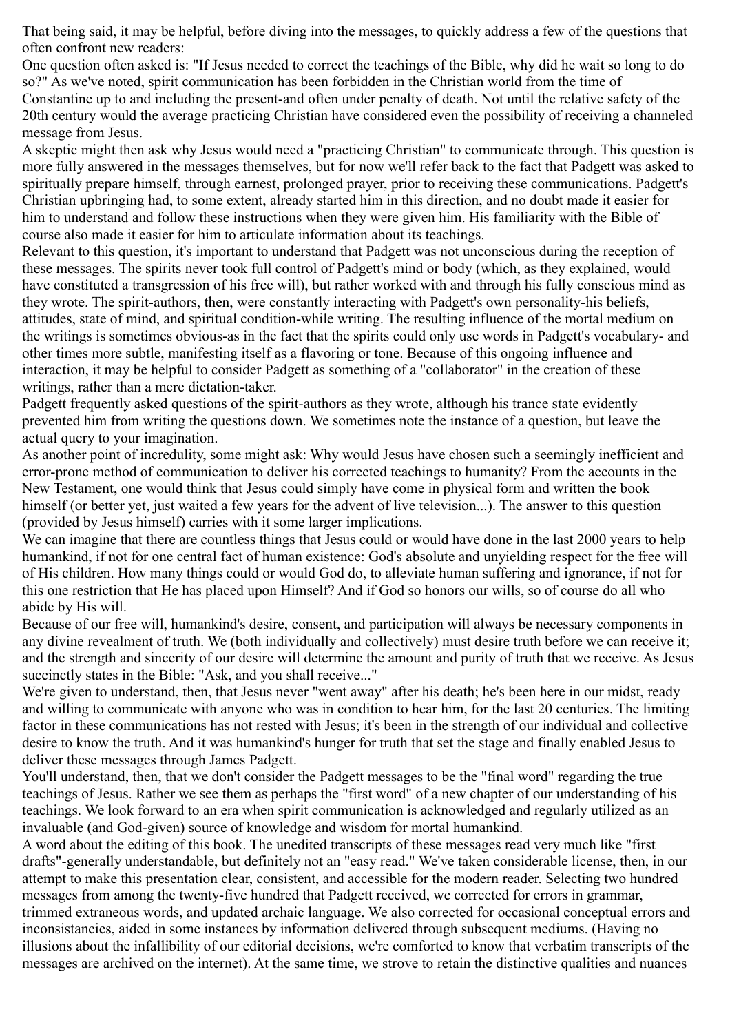That being said, it may be helpful, before diving into the messages, to quickly address a few of the questions that often confront new readers:

One question often asked is: "If Jesus needed to correct the teachings of the Bible, why did he wait so long to do so?" As we've noted, spirit communication has been forbidden in the Christian world from the time of Constantine up to and including the present-and often under penalty of death. Not until the relative safety of the 20th century would the average practicing Christian have considered even the possibility of receiving a channeled message from Jesus.

A skeptic might then ask why Jesus would need a "practicing Christian" to communicate through. This question is more fully answered in the messages themselves, but for now we'll refer back to the fact that Padgett was asked to spiritually prepare himself, through earnest, prolonged prayer, prior to receiving these communications. Padgett's Christian upbringing had, to some extent, already started him in this direction, and no doubt made it easier for him to understand and follow these instructions when they were given him. His familiarity with the Bible of course also made it easier for him to articulate information about its teachings.

Relevant to this question, it's important to understand that Padgett was not unconscious during the reception of these messages. The spirits never took full control of Padgett's mind or body (which, as they explained, would have constituted a transgression of his free will), but rather worked with and through his fully conscious mind as they wrote. The spirit-authors, then, were constantly interacting with Padgett's own personality-his beliefs, attitudes, state of mind, and spiritual condition-while writing. The resulting influence of the mortal medium on the writings is sometimes obvious-as in the fact that the spirits could only use words in Padgett's vocabulary- and other times more subtle, manifesting itself as a flavoring or tone. Because of this ongoing influence and interaction, it may be helpful to consider Padgett as something of a "collaborator" in the creation of these writings, rather than a mere dictation-taker.

Padgett frequently asked questions of the spirit-authors as they wrote, although his trance state evidently prevented him from writing the questions down. We sometimes note the instance of a question, but leave the actual query to your imagination.

As another point of incredulity, some might ask: Why would Jesus have chosen such a seemingly inefficient and error-prone method of communication to deliver his corrected teachings to humanity? From the accounts in the New Testament, one would think that Jesus could simply have come in physical form and written the book himself (or better yet, just waited a few years for the advent of live television...). The answer to this question (provided by Jesus himself) carries with it some larger implications.

We can imagine that there are countless things that Jesus could or would have done in the last 2000 years to help humankind, if not for one central fact of human existence: God's absolute and unyielding respect for the free will of His children. How many things could or would God do, to alleviate human suffering and ignorance, if not for this one restriction that He has placed upon Himself? And if God so honors our wills, so of course do all who abide by His will.

Because of our free will, humankind's desire, consent, and participation will always be necessary components in any divine revealment of truth. We (both individually and collectively) must desire truth before we can receive it; and the strength and sincerity of our desire will determine the amount and purity of truth that we receive. As Jesus succinctly states in the Bible: "Ask, and you shall receive..."

We're given to understand, then, that Jesus never "went away" after his death; he's been here in our midst, ready and willing to communicate with anyone who was in condition to hear him, for the last 20 centuries. The limiting factor in these communications has not rested with Jesus; it's been in the strength of our individual and collective desire to know the truth. And it was humankind's hunger for truth that set the stage and finally enabled Jesus to deliver these messages through James Padgett.

You'll understand, then, that we don't consider the Padgett messages to be the "final word" regarding the true teachings of Jesus. Rather we see them as perhaps the "first word" of a new chapter of our understanding of his teachings. We look forward to an era when spirit communication is acknowledged and regularly utilized as an invaluable (and God-given) source of knowledge and wisdom for mortal humankind.

A word about the editing of this book. The unedited transcripts of these messages read very much like "first drafts"-generally understandable, but definitely not an "easy read." We've taken considerable license, then, in our attempt to make this presentation clear, consistent, and accessible for the modern reader. Selecting two hundred messages from among the twenty-five hundred that Padgett received, we corrected for errors in grammar, trimmed extraneous words, and updated archaic language. We also corrected for occasional conceptual errors and inconsistancies, aided in some instances by information delivered through subsequent mediums. (Having no illusions about the infallibility of our editorial decisions, we're comforted to know that verbatim transcripts of the messages are archived on the internet). At the same time, we strove to retain the distinctive qualities and nuances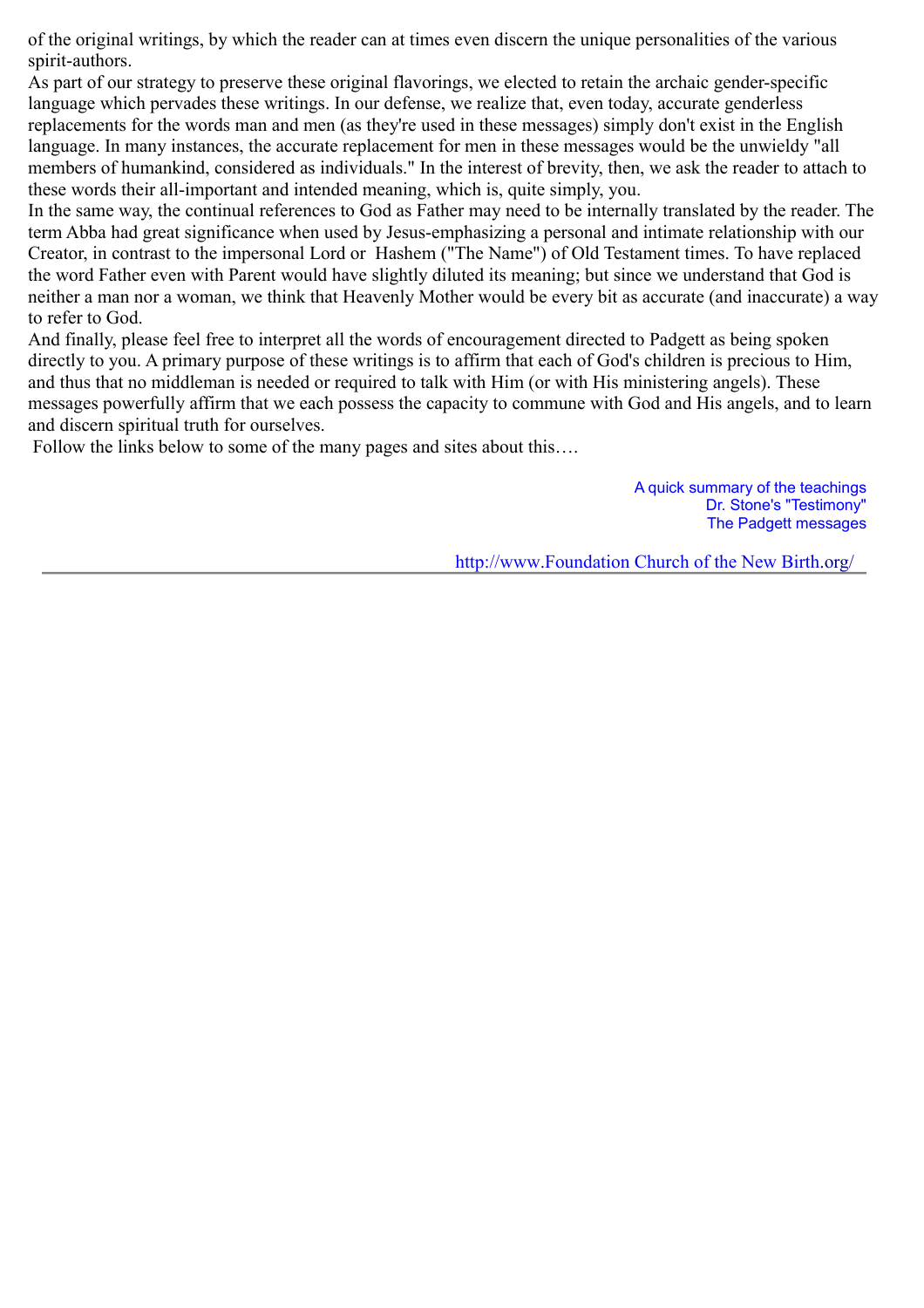of the original writings, by which the reader can at times even discern the unique personalities of the various spirit-authors.

As part of our strategy to preserve these original flavorings, we elected to retain the archaic gender-specific language which pervades these writings. In our defense, we realize that, even today, accurate genderless replacements for the words man and men (as they're used in these messages) simply don't exist in the English language. In many instances, the accurate replacement for men in these messages would be the unwieldy "all members of humankind, considered as individuals." In the interest of brevity, then, we ask the reader to attach to these words their all-important and intended meaning, which is, quite simply, you.

In the same way, the continual references to God as Father may need to be internally translated by the reader. The term Abba had great significance when used by Jesus-emphasizing a personal and intimate relationship with our Creator, in contrast to the impersonal Lord or  Hashem ("The Name") of Old Testament times. To have replaced the word Father even with Parent would have slightly diluted its meaning; but since we understand that God is neither a man nor a woman, we think that Heavenly Mother would be every bit as accurate (and inaccurate) a way to refer to God.

And finally, please feel free to interpret all the words of encouragement directed to Padgett as being spoken directly to you. A primary purpose of these writings is to affirm that each of God's children is precious to Him, and thus that no middleman is needed or required to talk with Him (or with His ministering angels). These messages powerfully affirm that we each possess the capacity to commune with God and His angels, and to learn and discern spiritual truth for ourselves.

Follow the links below to some of the many pages and sites about this….

A quick summary of the teachings
Dr. Stone's "Testimony"
The Padgett messages

http://www.Foundation Church of the New Birth.org/